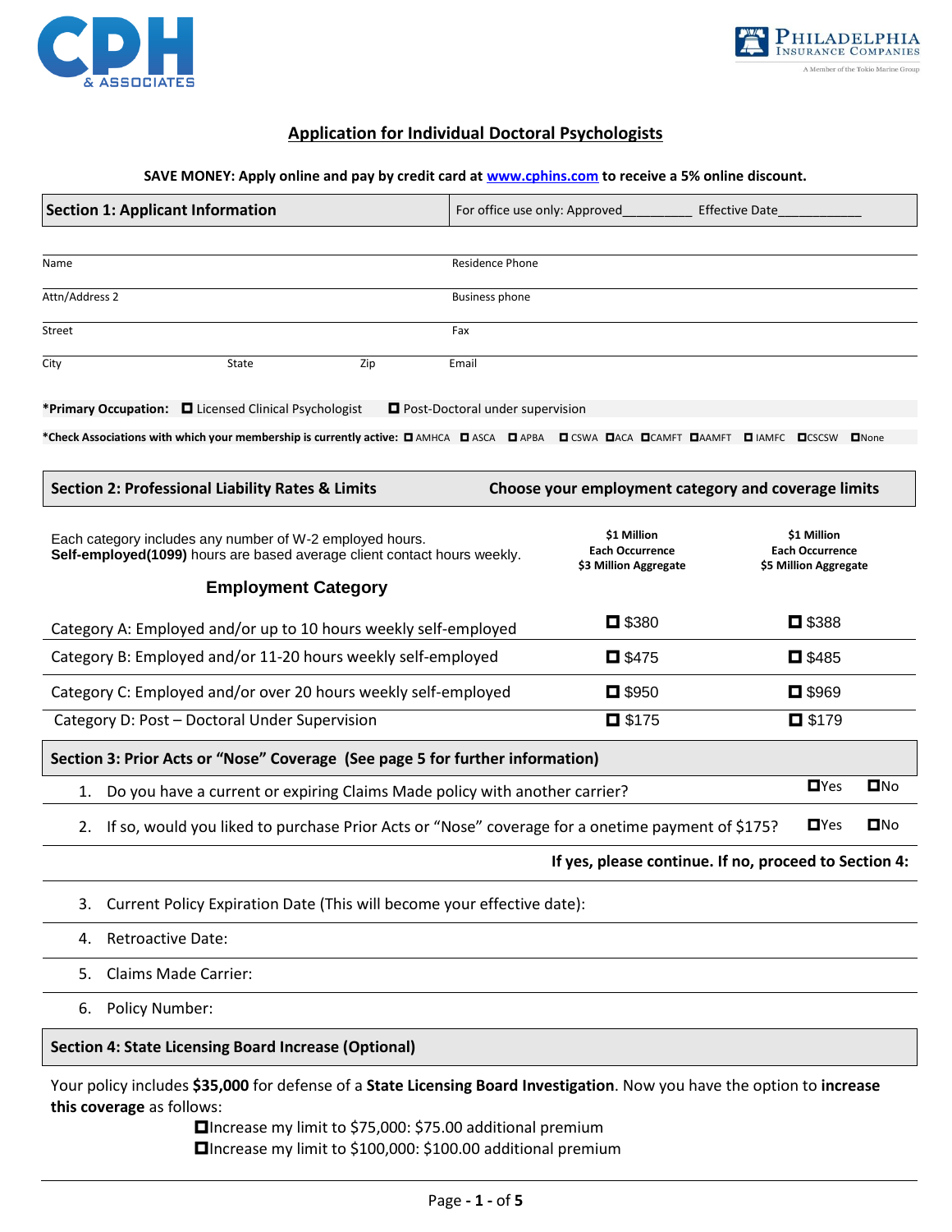CPH & ASSOCIATES

PHILADELPHIA INSURANCE COMPANIES
A Member of the Tokio Marine Group

## Application for Individual Doctoral Psychologists

**SAVE MONEY: Apply online and pay by credit card at [www.cphins.com](http://www.cphins.com) to receive a 5% online discount.**

| **Section 1: Applicant Information** | For office use only: Approved_________ Effective Date___________ |
|---|---|

| | |
|---|---|
| Name | Residence Phone |
| Attn/Address 2 | Business phone |
| Street | Fax |
| City State Zip | Email |

**\*Primary Occupation:** ☐ Licensed Clinical Psychologist ☐ Post-Doctoral under supervision

**\*Check Associations with which your membership is currently active:** ☐ AMHCA ☐ ASCA ☐ APBA ☐ CSWA ☐ ACA ☐ CAMFT ☐ AAMFT ☐ IAMFC ☐ CSCSW ☐ None

### Section 2: Professional Liability Rates & Limits — Choose your employment category and coverage limits

Each category includes any number of W-2 employed hours.
**Self-employed(1099)** hours are based average client contact hours weekly.

| **Employment Category** | **$1 Million Each Occurrence $3 Million Aggregate** | **$1 Million Each Occurrence $5 Million Aggregate** |
|---|---|---|
| Category A: Employed and/or up to 10 hours weekly self-employed | ☐ $380 | ☐ $388 |
| Category B: Employed and/or 11-20 hours weekly self-employed | ☐ $475 | ☐ $485 |
| Category C: Employed and/or over 20 hours weekly self-employed | ☐ $950 | ☐ $969 |
| Category D: Post – Doctoral Under Supervision | ☐ $175 | ☐ $179 |

### Section 3: Prior Acts or "Nose" Coverage (See page 5 for further information)

1. Do you have a current or expiring Claims Made policy with another carrier? ☐Yes ☐No
2. If so, would you liked to purchase Prior Acts or "Nose" coverage for a onetime payment of $175? ☐Yes ☐No

**If yes, please continue. If no, proceed to Section 4:**

3. Current Policy Expiration Date (This will become your effective date):
4. Retroactive Date:
5. Claims Made Carrier:
6. Policy Number:

### Section 4: State Licensing Board Increase (Optional)

Your policy includes **$35,000** for defense of a **State Licensing Board Investigation**. Now you have the option to **increase this coverage** as follows:

☐Increase my limit to $75,000: $75.00 additional premium
☐Increase my limit to $100,000: $100.00 additional premium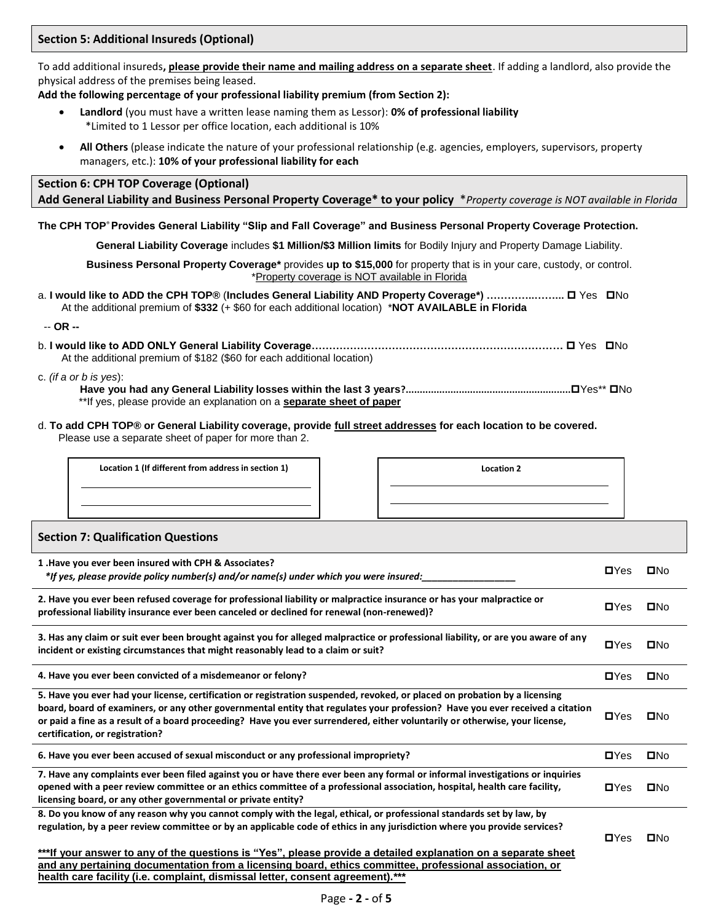## Section 5: Additional Insureds (Optional)

To add additional insureds**, please provide their name and mailing address on a separate sheet**. If adding a landlord, also provide the physical address of the premises being leased.

**Add the following percentage of your professional liability premium (from Section 2):**

- **Landlord** (you must have a written lease naming them as Lessor): **0% of professional liability**
  *Limited to 1 Lessor per office location, each additional is 10%
- **All Others** (please indicate the nature of your professional relationship (e.g. agencies, employers, supervisors, property managers, etc.): **10% of your professional liability for each**

## Section 6: CPH TOP Coverage (Optional)

**Add General Liability and Business Personal Property Coverage* to your policy** **Property coverage is NOT available in Florida*

**The CPH TOP® Provides General Liability "Slip and Fall Coverage" and Business Personal Property Coverage Protection.**

**General Liability Coverage** includes **$1 Million/$3 Million limits** for Bodily Injury and Property Damage Liability.

**Business Personal Property Coverage*** provides **up to $15,000** for property that is in your care, custody, or control.
*Property coverage is NOT available in Florida

a. **I would like to ADD the CPH TOP®** (**Includes General Liability AND Property Coverage*) ………….……..** ☐ Yes ☐No
At the additional premium of **$332** (+ $60 for each additional location) ***NOT AVAILABLE in Florida**

-- **OR** --

b. **I would like to ADD ONLY General Liability Coverage………………………………………………………………** ☐ Yes ☐No
At the additional premium of $182 ($60 for each additional location)

c. *(if a or b is yes)*:
**Have you had any General Liability losses within the last 3 years?.........................................................**☐Yes** ☐No
**If yes, please provide an explanation on a **separate sheet of paper**

d. **To add CPH TOP® or General Liability coverage, provide full street addresses for each location to be covered.**
Please use a separate sheet of paper for more than 2.

| Location 1 (If different from address in section 1) | Location 2 |
|---|---|
| | |

## Section 7: Qualification Questions

| Question | Yes | No |
|---|---|---|
| **1 .Have you ever been insured with CPH & Associates?** ***If yes, please provide policy number(s) and/or name(s) under which you were insured:_________________*** | ☐Yes | ☐No |
| **2. Have you ever been refused coverage for professional liability or malpractice insurance or has your malpractice or professional liability insurance ever been canceled or declined for renewal (non-renewed)?** | ☐Yes | ☐No |
| **3. Has any claim or suit ever been brought against you for alleged malpractice or professional liability, or are you aware of any incident or existing circumstances that might reasonably lead to a claim or suit?** | ☐Yes | ☐No |
| **4. Have you ever been convicted of a misdemeanor or felony?** | ☐Yes | ☐No |
| **5. Have you ever had your license, certification or registration suspended, revoked, or placed on probation by a licensing board, board of examiners, or any other governmental entity that regulates your profession? Have you ever received a citation or paid a fine as a result of a board proceeding? Have you ever surrendered, either voluntarily or otherwise, your license, certification, or registration?** | ☐Yes | ☐No |
| **6. Have you ever been accused of sexual misconduct or any professional impropriety?** | ☐Yes | ☐No |
| **7. Have any complaints ever been filed against you or have there ever been any formal or informal investigations or inquiries opened with a peer review committee or an ethics committee of a professional association, hospital, health care facility, licensing board, or any other governmental or private entity?** | ☐Yes | ☐No |
| **8. Do you know of any reason why you cannot comply with the legal, ethical, or professional standards set by law, by regulation, by a peer review committee or by an applicable code of ethics in any jurisdiction where you provide services?** | ☐Yes | ☐No |

*****If your answer to any of the questions is "Yes", please provide a detailed explanation on a separate sheet and any pertaining documentation from a licensing board, ethics committee, professional association, or health care facility (i.e. complaint, dismissal letter, consent agreement).*****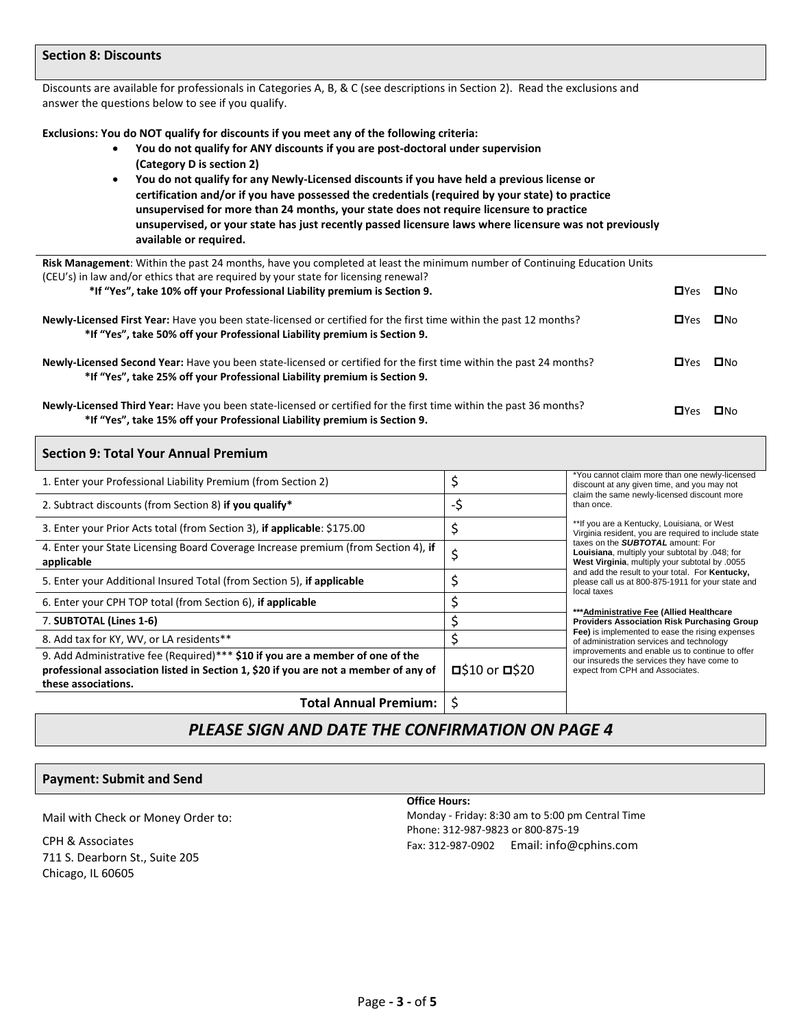## Section 8: Discounts

Discounts are available for professionals in Categories A, B, & C (see descriptions in Section 2). Read the exclusions and answer the questions below to see if you qualify.

**Exclusions: You do NOT qualify for discounts if you meet any of the following criteria:**

- **You do not qualify for ANY discounts if you are post-doctoral under supervision (Category D is section 2)**
- **You do not qualify for any Newly-Licensed discounts if you have held a previous license or certification and/or if you have possessed the credentials (required by your state) to practice unsupervised for more than 24 months, your state does not require licensure to practice unsupervised, or your state has just recently passed licensure laws where licensure was not previously available or required.**

**Risk Management**: Within the past 24 months, have you completed at least the minimum number of Continuing Education Units (CEU's) in law and/or ethics that are required by your state for licensing renewal? ☐Yes ☐No
**\*If "Yes", take 10% off your Professional Liability premium is Section 9.**

**Newly-Licensed First Year:** Have you been state-licensed or certified for the first time within the past 12 months? ☐Yes ☐No
**\*If "Yes", take 50% off your Professional Liability premium is Section 9.**

**Newly-Licensed Second Year:** Have you been state-licensed or certified for the first time within the past 24 months? ☐Yes ☐No
**\*If "Yes", take 25% off your Professional Liability premium is Section 9.**

**Newly-Licensed Third Year:** Have you been state-licensed or certified for the first time within the past 36 months? ☐Yes ☐No
**\*If "Yes", take 15% off your Professional Liability premium is Section 9.**

## Section 9: Total Your Annual Premium

| Item | Amount |
|---|---|
| 1. Enter your Professional Liability Premium (from Section 2) | $ |
| 2. Subtract discounts (from Section 8) **if you qualify\*** | -$ |
| 3. Enter your Prior Acts total (from Section 3), **if applicable**: $175.00 | $ |
| 4. Enter your State Licensing Board Coverage Increase premium (from Section 4), **if applicable** | $ |
| 5. Enter your Additional Insured Total (from Section 5), **if applicable** | $ |
| 6. Enter your CPH TOP total (from Section 6), **if applicable** | $ |
| 7. **SUBTOTAL (Lines 1-6)** | $ |
| 8. Add tax for KY, WV, or LA residents\*\* | $ |
| 9. Add Administrative fee (Required)\*\*\* **$10 if you are a member of one of the professional association listed in Section 1, $20 if you are not a member of any of these associations.** | ☐$10 or ☐$20 |
| **Total Annual Premium:** | $ |

\*You cannot claim more than one newly-licensed discount at any given time, and you may not claim the same newly-licensed discount more than once.

\*\*If you are a Kentucky, Louisiana, or West Virginia resident, you are required to include state taxes on the ***SUBTOTAL*** amount: For **Louisiana**, multiply your subtotal by .048; for **West Virginia**, multiply your subtotal by .0055 and add the result to your total. For **Kentucky,** please call us at 800-875-1911 for your state and local taxes

\*\*\***Administrative Fee (Allied Healthcare Providers Association Risk Purchasing Group Fee)** is implemented to ease the rising expenses of administration services and technology improvements and enable us to continue to offer our insureds the services they have come to expect from CPH and Associates.

### *PLEASE SIGN AND DATE THE CONFIRMATION ON PAGE 4*

## Payment: Submit and Send

Mail with Check or Money Order to:

CPH & Associates
711 S. Dearborn St., Suite 205
Chicago, IL 60605

**Office Hours:**
Monday - Friday: 8:30 am to 5:00 pm Central Time
Phone: 312-987-9823 or 800-875-19
Fax: 312-987-0902 Email: info@cphins.com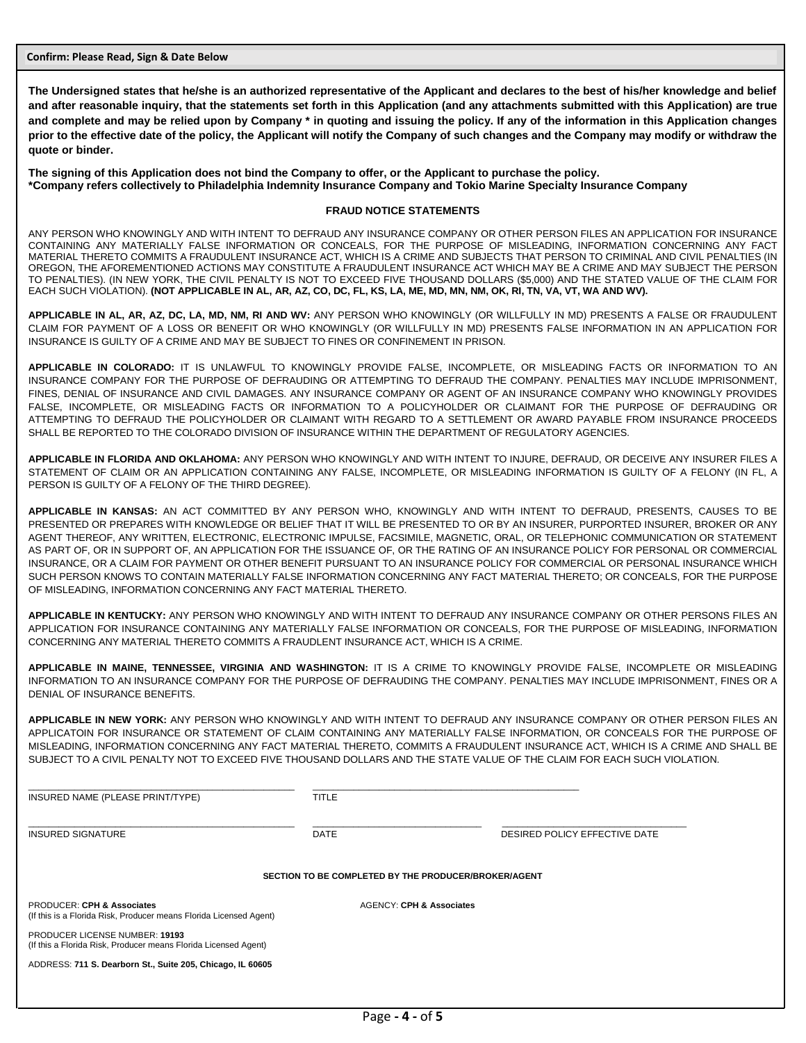## Confirm: Please Read, Sign & Date Below

**The Undersigned states that he/she is an authorized representative of the Applicant and declares to the best of his/her knowledge and belief and after reasonable inquiry, that the statements set forth in this Application (and any attachments submitted with this Application) are true and complete and may be relied upon by Company * in quoting and issuing the policy. If any of the information in this Application changes prior to the effective date of the policy, the Applicant will notify the Company of such changes and the Company may modify or withdraw the quote or binder.**

**The signing of this Application does not bind the Company to offer, or the Applicant to purchase the policy.**
**\*Company refers collectively to Philadelphia Indemnity Insurance Company and Tokio Marine Specialty Insurance Company**

### FRAUD NOTICE STATEMENTS

ANY PERSON WHO KNOWINGLY AND WITH INTENT TO DEFRAUD ANY INSURANCE COMPANY OR OTHER PERSON FILES AN APPLICATION FOR INSURANCE CONTAINING ANY MATERIALLY FALSE INFORMATION OR CONCEALS, FOR THE PURPOSE OF MISLEADING, INFORMATION CONCERNING ANY FACT MATERIAL THERETO COMMITS A FRAUDULENT INSURANCE ACT, WHICH IS A CRIME AND SUBJECTS THAT PERSON TO CRIMINAL AND CIVIL PENALTIES (IN OREGON, THE AFOREMENTIONED ACTIONS MAY CONSTITUTE A FRAUDULENT INSURANCE ACT WHICH MAY BE A CRIME AND MAY SUBJECT THE PERSON TO PENALTIES). (IN NEW YORK, THE CIVIL PENALTY IS NOT TO EXCEED FIVE THOUSAND DOLLARS ($5,000) AND THE STATED VALUE OF THE CLAIM FOR EACH SUCH VIOLATION). **(NOT APPLICABLE IN AL, AR, AZ, CO, DC, FL, KS, LA, ME, MD, MN, NM, OK, RI, TN, VA, VT, WA AND WV).**

**APPLICABLE IN AL, AR, AZ, DC, LA, MD, NM, RI AND WV:** ANY PERSON WHO KNOWINGLY (OR WILLFULLY IN MD) PRESENTS A FALSE OR FRAUDULENT CLAIM FOR PAYMENT OF A LOSS OR BENEFIT OR WHO KNOWINGLY (OR WILLFULLY IN MD) PRESENTS FALSE INFORMATION IN AN APPLICATION FOR INSURANCE IS GUILTY OF A CRIME AND MAY BE SUBJECT TO FINES OR CONFINEMENT IN PRISON.

**APPLICABLE IN COLORADO:** IT IS UNLAWFUL TO KNOWINGLY PROVIDE FALSE, INCOMPLETE, OR MISLEADING FACTS OR INFORMATION TO AN INSURANCE COMPANY FOR THE PURPOSE OF DEFRAUDING OR ATTEMPTING TO DEFRAUD THE COMPANY. PENALTIES MAY INCLUDE IMPRISONMENT, FINES, DENIAL OF INSURANCE AND CIVIL DAMAGES. ANY INSURANCE COMPANY OR AGENT OF AN INSURANCE COMPANY WHO KNOWINGLY PROVIDES FALSE, INCOMPLETE, OR MISLEADING FACTS OR INFORMATION TO A POLICYHOLDER OR CLAIMANT FOR THE PURPOSE OF DEFRAUDING OR ATTEMPTING TO DEFRAUD THE POLICYHOLDER OR CLAIMANT WITH REGARD TO A SETTLEMENT OR AWARD PAYABLE FROM INSURANCE PROCEEDS SHALL BE REPORTED TO THE COLORADO DIVISION OF INSURANCE WITHIN THE DEPARTMENT OF REGULATORY AGENCIES.

**APPLICABLE IN FLORIDA AND OKLAHOMA:** ANY PERSON WHO KNOWINGLY AND WITH INTENT TO INJURE, DEFRAUD, OR DECEIVE ANY INSURER FILES A STATEMENT OF CLAIM OR AN APPLICATION CONTAINING ANY FALSE, INCOMPLETE, OR MISLEADING INFORMATION IS GUILTY OF A FELONY (IN FL, A PERSON IS GUILTY OF A FELONY OF THE THIRD DEGREE).

**APPLICABLE IN KANSAS:** AN ACT COMMITTED BY ANY PERSON WHO, KNOWINGLY AND WITH INTENT TO DEFRAUD, PRESENTS, CAUSES TO BE PRESENTED OR PREPARES WITH KNOWLEDGE OR BELIEF THAT IT WILL BE PRESENTED TO OR BY AN INSURER, PURPORTED INSURER, BROKER OR ANY AGENT THEREOF, ANY WRITTEN, ELECTRONIC, ELECTRONIC IMPULSE, FACSIMILE, MAGNETIC, ORAL, OR TELEPHONIC COMMUNICATION OR STATEMENT AS PART OF, OR IN SUPPORT OF, AN APPLICATION FOR THE ISSUANCE OF, OR THE RATING OF AN INSURANCE POLICY FOR PERSONAL OR COMMERCIAL INSURANCE, OR A CLAIM FOR PAYMENT OR OTHER BENEFIT PURSUANT TO AN INSURANCE POLICY FOR COMMERCIAL OR PERSONAL INSURANCE WHICH SUCH PERSON KNOWS TO CONTAIN MATERIALLY FALSE INFORMATION CONCERNING ANY FACT MATERIAL THERETO; OR CONCEALS, FOR THE PURPOSE OF MISLEADING, INFORMATION CONCERNING ANY FACT MATERIAL THERETO.

**APPLICABLE IN KENTUCKY:** ANY PERSON WHO KNOWINGLY AND WITH INTENT TO DEFRAUD ANY INSURANCE COMPANY OR OTHER PERSONS FILES AN APPLICATION FOR INSURANCE CONTAINING ANY MATERIALLY FALSE INFORMATION OR CONCEALS, FOR THE PURPOSE OF MISLEADING, INFORMATION CONCERNING ANY MATERIAL THERETO COMMITS A FRAUDLENT INSURANCE ACT, WHICH IS A CRIME.

**APPLICABLE IN MAINE, TENNESSEE, VIRGINIA AND WASHINGTON:** IT IS A CRIME TO KNOWINGLY PROVIDE FALSE, INCOMPLETE OR MISLEADING INFORMATION TO AN INSURANCE COMPANY FOR THE PURPOSE OF DEFRAUDING THE COMPANY. PENALTIES MAY INCLUDE IMPRISONMENT, FINES OR A DENIAL OF INSURANCE BENEFITS.

**APPLICABLE IN NEW YORK:** ANY PERSON WHO KNOWINGLY AND WITH INTENT TO DEFRAUD ANY INSURANCE COMPANY OR OTHER PERSON FILES AN APPLICATOIN FOR INSURANCE OR STATEMENT OF CLAIM CONTAINING ANY MATERIALLY FALSE INFORMATION, OR CONCEALS FOR THE PURPOSE OF MISLEADING, INFORMATION CONCERNING ANY FACT MATERIAL THERETO, COMMITS A FRAUDULENT INSURANCE ACT, WHICH IS A CRIME AND SHALL BE SUBJECT TO A CIVIL PENALTY NOT TO EXCEED FIVE THOUSAND DOLLARS AND THE STATE VALUE OF THE CLAIM FOR EACH SUCH VIOLATION.

______________________________ ______________________________
INSURED NAME (PLEASE PRINT/TYPE) TITLE

______________________________ ____________________ ____________________
INSURED SIGNATURE DATE DESIRED POLICY EFFECTIVE DATE

**SECTION TO BE COMPLETED BY THE PRODUCER/BROKER/AGENT**

PRODUCER: **CPH & Associates**
(If this is a Florida Risk, Producer means Florida Licensed Agent)

AGENCY: **CPH & Associates**

PRODUCER LICENSE NUMBER: **19193**
(If this a Florida Risk, Producer means Florida Licensed Agent)

ADDRESS: **711 S. Dearborn St., Suite 205, Chicago, IL 60605**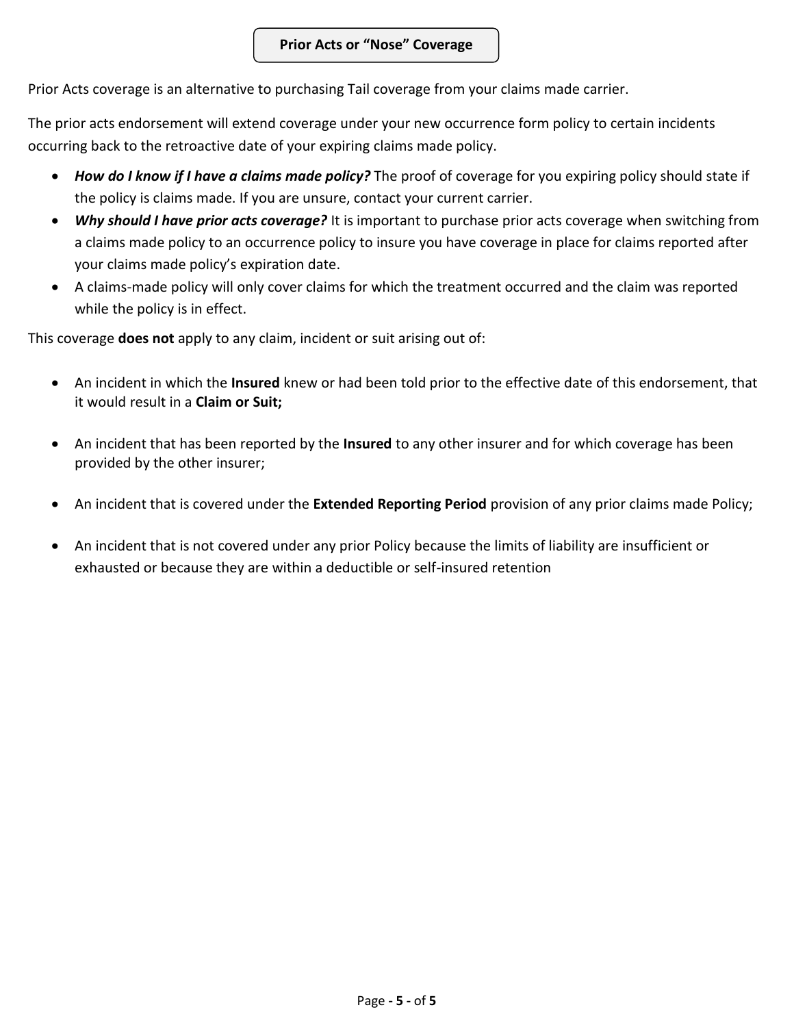## Prior Acts or "Nose" Coverage

Prior Acts coverage is an alternative to purchasing Tail coverage from your claims made carrier.

The prior acts endorsement will extend coverage under your new occurrence form policy to certain incidents occurring back to the retroactive date of your expiring claims made policy.

- ***How do I know if I have a claims made policy?*** The proof of coverage for you expiring policy should state if the policy is claims made. If you are unsure, contact your current carrier.
- ***Why should I have prior acts coverage?*** It is important to purchase prior acts coverage when switching from a claims made policy to an occurrence policy to insure you have coverage in place for claims reported after your claims made policy's expiration date.
- A claims-made policy will only cover claims for which the treatment occurred and the claim was reported while the policy is in effect.

This coverage **does not** apply to any claim, incident or suit arising out of:

- An incident in which the **Insured** knew or had been told prior to the effective date of this endorsement, that it would result in a **Claim or Suit;**
- An incident that has been reported by the **Insured** to any other insurer and for which coverage has been provided by the other insurer;
- An incident that is covered under the **Extended Reporting Period** provision of any prior claims made Policy;
- An incident that is not covered under any prior Policy because the limits of liability are insufficient or exhausted or because they are within a deductible or self-insured retention